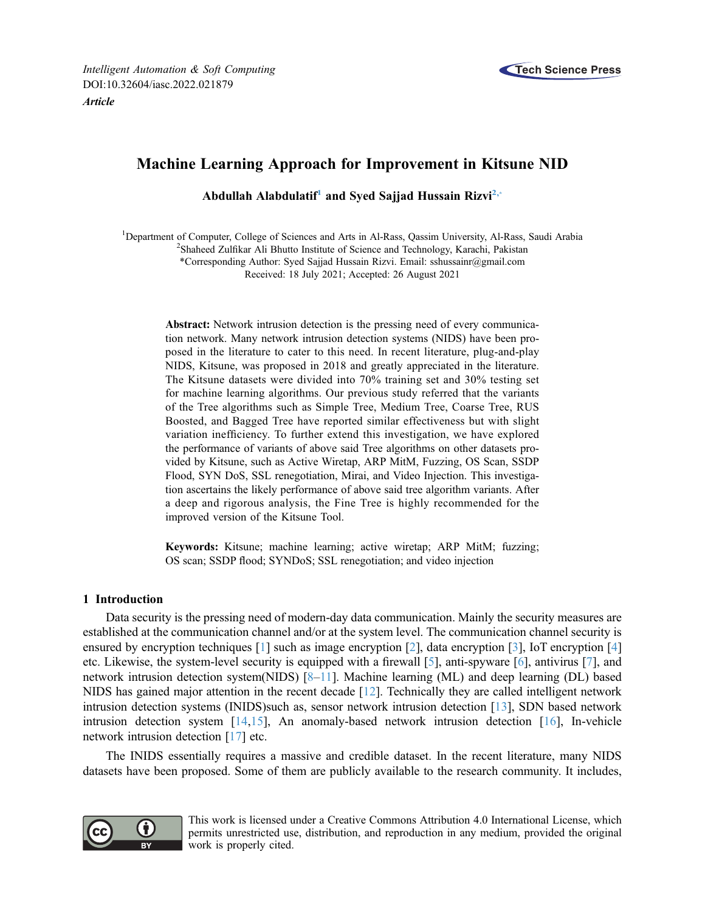*Intelligent Automation & Soft Computing*
DOI:10.32604/iasc.2022.021879
***Article***

# Machine Learning Approach for Improvement in Kitsune NID

**Abdullah Alabdulatif[1] and Syed Sajjad Hussain Rizvi[2,*]**

[1]Department of Computer, College of Sciences and Arts in Al-Rass, Qassim University, Al-Rass, Saudi Arabia
[2]Shaheed Zulfikar Ali Bhutto Institute of Science and Technology, Karachi, Pakistan
*Corresponding Author: Syed Sajjad Hussain Rizvi. Email: sshussainr@gmail.com
Received: 18 July 2021; Accepted: 26 August 2021

**Abstract:** Network intrusion detection is the pressing need of every communication network. Many network intrusion detection systems (NIDS) have been proposed in the literature to cater to this need. In recent literature, plug-and-play NIDS, Kitsune, was proposed in 2018 and greatly appreciated in the literature. The Kitsune datasets were divided into 70% training set and 30% testing set for machine learning algorithms. Our previous study referred that the variants of the Tree algorithms such as Simple Tree, Medium Tree, Coarse Tree, RUS Boosted, and Bagged Tree have reported similar effectiveness but with slight variation inefficiency. To further extend this investigation, we have explored the performance of variants of above said Tree algorithms on other datasets provided by Kitsune, such as Active Wiretap, ARP MitM, Fuzzing, OS Scan, SSDP Flood, SYN DoS, SSL renegotiation, Mirai, and Video Injection. This investigation ascertains the likely performance of above said tree algorithm variants. After a deep and rigorous analysis, the Fine Tree is highly recommended for the improved version of the Kitsune Tool.

**Keywords:** Kitsune; machine learning; active wiretap; ARP MitM; fuzzing; OS scan; SSDP flood; SYNDoS; SSL renegotiation; and video injection

## 1 Introduction

Data security is the pressing need of modern-day data communication. Mainly the security measures are established at the communication channel and/or at the system level. The communication channel security is ensured by encryption techniques [1] such as image encryption [2], data encryption [3], IoT encryption [4] etc. Likewise, the system-level security is equipped with a firewall [5], anti-spyware [6], antivirus [7], and network intrusion detection system(NIDS) [8–11]. Machine learning (ML) and deep learning (DL) based NIDS has gained major attention in the recent decade [12]. Technically they are called intelligent network intrusion detection systems (INIDS)such as, sensor network intrusion detection [13], SDN based network intrusion detection system [14,15], An anomaly-based network intrusion detection [16], In-vehicle network intrusion detection [17] etc.

The INIDS essentially requires a massive and credible dataset. In the recent literature, many NIDS datasets have been proposed. Some of them are publicly available to the research community. It includes,

This work is licensed under a Creative Commons Attribution 4.0 International License, which permits unrestricted use, distribution, and reproduction in any medium, provided the original work is properly cited.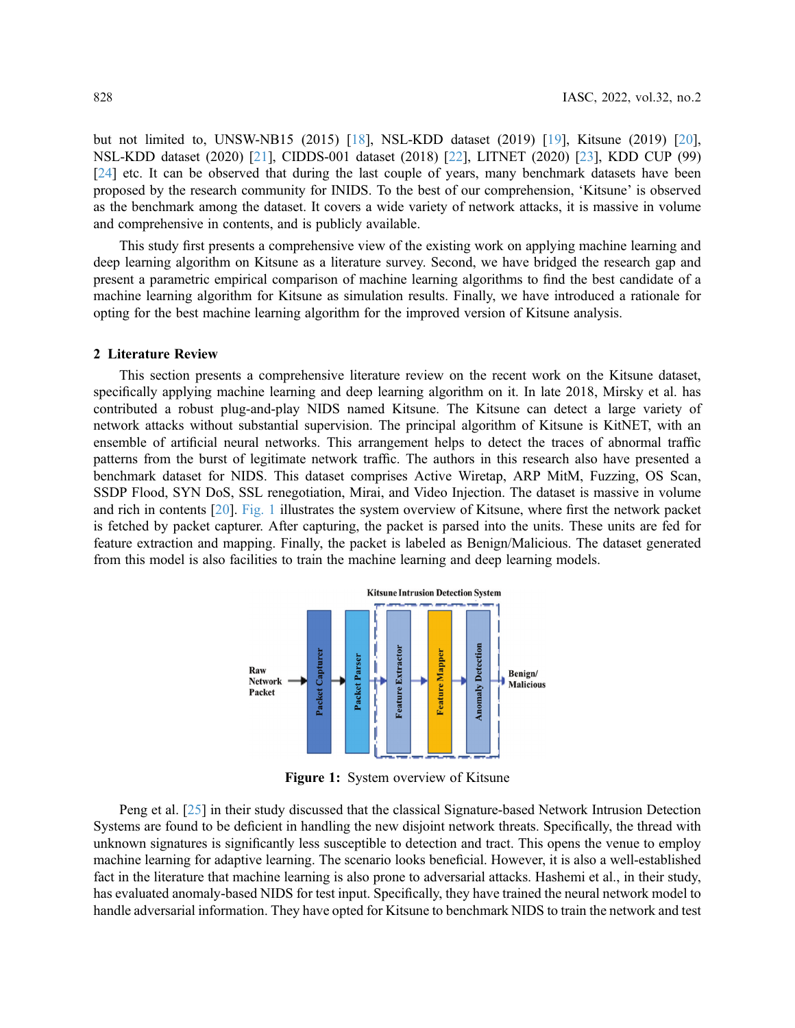but not limited to, UNSW-NB15 (2015) [18], NSL-KDD dataset (2019) [19], Kitsune (2019) [20], NSL-KDD dataset (2020) [21], CIDDS-001 dataset (2018) [22], LITNET (2020) [23], KDD CUP (99) [24] etc. It can be observed that during the last couple of years, many benchmark datasets have been proposed by the research community for INIDS. To the best of our comprehension, 'Kitsune' is observed as the benchmark among the dataset. It covers a wide variety of network attacks, it is massive in volume and comprehensive in contents, and is publicly available.

This study first presents a comprehensive view of the existing work on applying machine learning and deep learning algorithm on Kitsune as a literature survey. Second, we have bridged the research gap and present a parametric empirical comparison of machine learning algorithms to find the best candidate of a machine learning algorithm for Kitsune as simulation results. Finally, we have introduced a rationale for opting for the best machine learning algorithm for the improved version of Kitsune analysis.

## 2 Literature Review

This section presents a comprehensive literature review on the recent work on the Kitsune dataset, specifically applying machine learning and deep learning algorithm on it. In late 2018, Mirsky et al. has contributed a robust plug-and-play NIDS named Kitsune. The Kitsune can detect a large variety of network attacks without substantial supervision. The principal algorithm of Kitsune is KitNET, with an ensemble of artificial neural networks. This arrangement helps to detect the traces of abnormal traffic patterns from the burst of legitimate network traffic. The authors in this research also have presented a benchmark dataset for NIDS. This dataset comprises Active Wiretap, ARP MitM, Fuzzing, OS Scan, SSDP Flood, SYN DoS, SSL renegotiation, Mirai, and Video Injection. The dataset is massive in volume and rich in contents [20]. Fig. 1 illustrates the system overview of Kitsune, where first the network packet is fetched by packet capturer. After capturing, the packet is parsed into the units. These units are fed for feature extraction and mapping. Finally, the packet is labeled as Benign/Malicious. The dataset generated from this model is also facilities to train the machine learning and deep learning models.

Kitsune Intrusion Detection System

Raw Network Packet → Packet Capturer → Packet Parser → Feature Extractor → Feature Mapper → Anomaly Detection → Benign/ Malicious

**Figure 1:** System overview of Kitsune

Peng et al. [25] in their study discussed that the classical Signature-based Network Intrusion Detection Systems are found to be deficient in handling the new disjoint network threats. Specifically, the thread with unknown signatures is significantly less susceptible to detection and tract. This opens the venue to employ machine learning for adaptive learning. The scenario looks beneficial. However, it is also a well-established fact in the literature that machine learning is also prone to adversarial attacks. Hashemi et al., in their study, has evaluated anomaly-based NIDS for test input. Specifically, they have trained the neural network model to handle adversarial information. They have opted for Kitsune to benchmark NIDS to train the network and test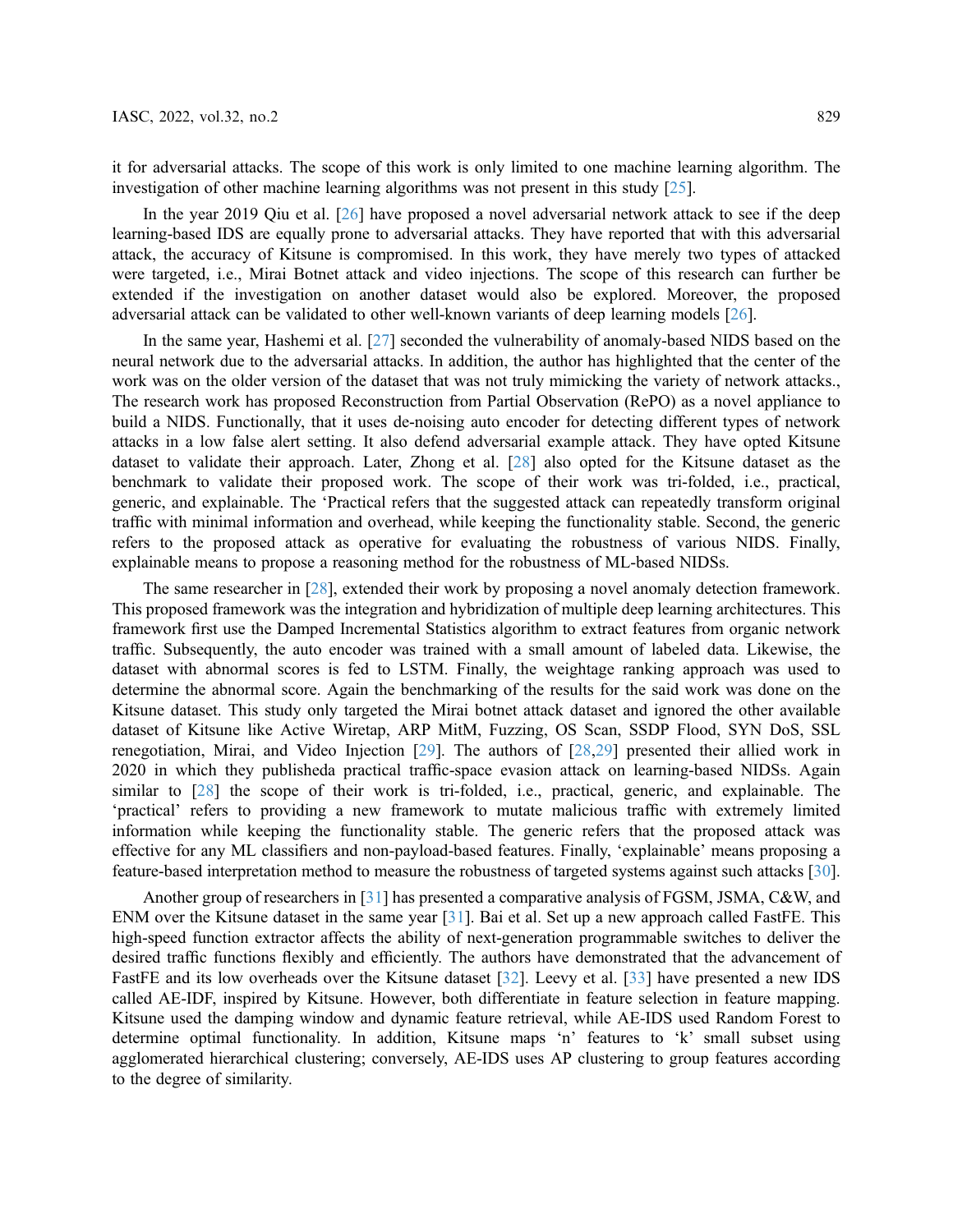it for adversarial attacks. The scope of this work is only limited to one machine learning algorithm. The investigation of other machine learning algorithms was not present in this study [25].

In the year 2019 Qiu et al. [26] have proposed a novel adversarial network attack to see if the deep learning-based IDS are equally prone to adversarial attacks. They have reported that with this adversarial attack, the accuracy of Kitsune is compromised. In this work, they have merely two types of attacked were targeted, i.e., Mirai Botnet attack and video injections. The scope of this research can further be extended if the investigation on another dataset would also be explored. Moreover, the proposed adversarial attack can be validated to other well-known variants of deep learning models [26].

In the same year, Hashemi et al. [27] seconded the vulnerability of anomaly-based NIDS based on the neural network due to the adversarial attacks. In addition, the author has highlighted that the center of the work was on the older version of the dataset that was not truly mimicking the variety of network attacks., The research work has proposed Reconstruction from Partial Observation (RePO) as a novel appliance to build a NIDS. Functionally, that it uses de-noising auto encoder for detecting different types of network attacks in a low false alert setting. It also defend adversarial example attack. They have opted Kitsune dataset to validate their approach. Later, Zhong et al. [28] also opted for the Kitsune dataset as the benchmark to validate their proposed work. The scope of their work was tri-folded, i.e., practical, generic, and explainable. The 'Practical refers that the suggested attack can repeatedly transform original traffic with minimal information and overhead, while keeping the functionality stable. Second, the generic refers to the proposed attack as operative for evaluating the robustness of various NIDS. Finally, explainable means to propose a reasoning method for the robustness of ML-based NIDSs.

The same researcher in [28], extended their work by proposing a novel anomaly detection framework. This proposed framework was the integration and hybridization of multiple deep learning architectures. This framework first use the Damped Incremental Statistics algorithm to extract features from organic network traffic. Subsequently, the auto encoder was trained with a small amount of labeled data. Likewise, the dataset with abnormal scores is fed to LSTM. Finally, the weightage ranking approach was used to determine the abnormal score. Again the benchmarking of the results for the said work was done on the Kitsune dataset. This study only targeted the Mirai botnet attack dataset and ignored the other available dataset of Kitsune like Active Wiretap, ARP MitM, Fuzzing, OS Scan, SSDP Flood, SYN DoS, SSL renegotiation, Mirai, and Video Injection [29]. The authors of [28,29] presented their allied work in 2020 in which they publisheda practical traffic-space evasion attack on learning-based NIDSs. Again similar to [28] the scope of their work is tri-folded, i.e., practical, generic, and explainable. The 'practical' refers to providing a new framework to mutate malicious traffic with extremely limited information while keeping the functionality stable. The generic refers that the proposed attack was effective for any ML classifiers and non-payload-based features. Finally, 'explainable' means proposing a feature-based interpretation method to measure the robustness of targeted systems against such attacks [30].

Another group of researchers in [31] has presented a comparative analysis of FGSM, JSMA, C&W, and ENM over the Kitsune dataset in the same year [31]. Bai et al. Set up a new approach called FastFE. This high-speed function extractor affects the ability of next-generation programmable switches to deliver the desired traffic functions flexibly and efficiently. The authors have demonstrated that the advancement of FastFE and its low overheads over the Kitsune dataset [32]. Leevy et al. [33] have presented a new IDS called AE-IDF, inspired by Kitsune. However, both differentiate in feature selection in feature mapping. Kitsune used the damping window and dynamic feature retrieval, while AE-IDS used Random Forest to determine optimal functionality. In addition, Kitsune maps 'n' features to 'k' small subset using agglomerated hierarchical clustering; conversely, AE-IDS uses AP clustering to group features according to the degree of similarity.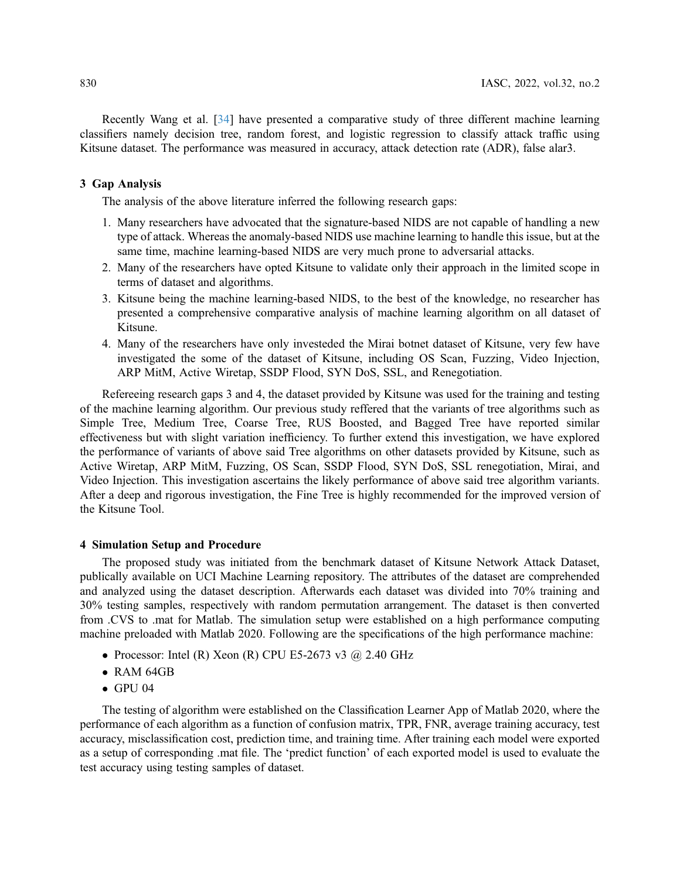Recently Wang et al. [34] have presented a comparative study of three different machine learning classifiers namely decision tree, random forest, and logistic regression to classify attack traffic using Kitsune dataset. The performance was measured in accuracy, attack detection rate (ADR), false alar3.

## 3 Gap Analysis

The analysis of the above literature inferred the following research gaps:

1. Many researchers have advocated that the signature-based NIDS are not capable of handling a new type of attack. Whereas the anomaly-based NIDS use machine learning to handle this issue, but at the same time, machine learning-based NIDS are very much prone to adversarial attacks.
2. Many of the researchers have opted Kitsune to validate only their approach in the limited scope in terms of dataset and algorithms.
3. Kitsune being the machine learning-based NIDS, to the best of the knowledge, no researcher has presented a comprehensive comparative analysis of machine learning algorithm on all dataset of Kitsune.
4. Many of the researchers have only investeded the Mirai botnet dataset of Kitsune, very few have investigated the some of the dataset of Kitsune, including OS Scan, Fuzzing, Video Injection, ARP MitM, Active Wiretap, SSDP Flood, SYN DoS, SSL, and Renegotiation.

Refereeing research gaps 3 and 4, the dataset provided by Kitsune was used for the training and testing of the machine learning algorithm. Our previous study reffered that the variants of tree algorithms such as Simple Tree, Medium Tree, Coarse Tree, RUS Boosted, and Bagged Tree have reported similar effectiveness but with slight variation inefficiency. To further extend this investigation, we have explored the performance of variants of above said Tree algorithms on other datasets provided by Kitsune, such as Active Wiretap, ARP MitM, Fuzzing, OS Scan, SSDP Flood, SYN DoS, SSL renegotiation, Mirai, and Video Injection. This investigation ascertains the likely performance of above said tree algorithm variants. After a deep and rigorous investigation, the Fine Tree is highly recommended for the improved version of the Kitsune Tool.

## 4 Simulation Setup and Procedure

The proposed study was initiated from the benchmark dataset of Kitsune Network Attack Dataset, publically available on UCI Machine Learning repository. The attributes of the dataset are comprehended and analyzed using the dataset description. Afterwards each dataset was divided into 70% training and 30% testing samples, respectively with random permutation arrangement. The dataset is then converted from .CVS to .mat for Matlab. The simulation setup were established on a high performance computing machine preloaded with Matlab 2020. Following are the specifications of the high performance machine:

- Processor: Intel (R) Xeon (R) CPU E5-2673 v3 @ 2.40 GHz
- RAM 64GB
- GPU 04

The testing of algorithm were established on the Classification Learner App of Matlab 2020, where the performance of each algorithm as a function of confusion matrix, TPR, FNR, average training accuracy, test accuracy, misclassification cost, prediction time, and training time. After training each model were exported as a setup of corresponding .mat file. The 'predict function' of each exported model is used to evaluate the test accuracy using testing samples of dataset.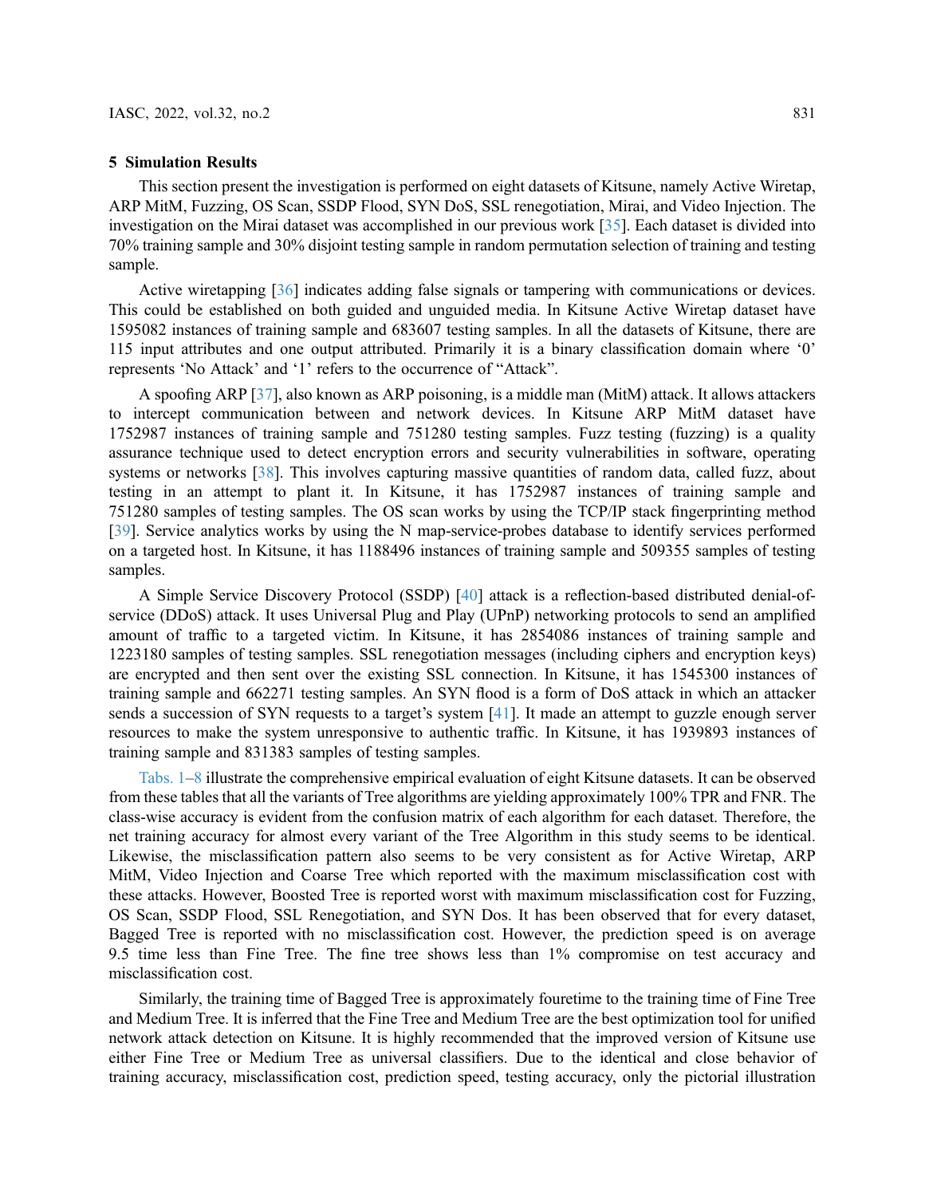## 5 Simulation Results

This section present the investigation is performed on eight datasets of Kitsune, namely Active Wiretap, ARP MitM, Fuzzing, OS Scan, SSDP Flood, SYN DoS, SSL renegotiation, Mirai, and Video Injection. The investigation on the Mirai dataset was accomplished in our previous work [35]. Each dataset is divided into 70% training sample and 30% disjoint testing sample in random permutation selection of training and testing sample.

Active wiretapping [36] indicates adding false signals or tampering with communications or devices. This could be established on both guided and unguided media. In Kitsune Active Wiretap dataset have 1595082 instances of training sample and 683607 testing samples. In all the datasets of Kitsune, there are 115 input attributes and one output attributed. Primarily it is a binary classification domain where '0' represents 'No Attack' and '1' refers to the occurrence of "Attack".

A spoofing ARP [37], also known as ARP poisoning, is a middle man (MitM) attack. It allows attackers to intercept communication between and network devices. In Kitsune ARP MitM dataset have 1752987 instances of training sample and 751280 testing samples. Fuzz testing (fuzzing) is a quality assurance technique used to detect encryption errors and security vulnerabilities in software, operating systems or networks [38]. This involves capturing massive quantities of random data, called fuzz, about testing in an attempt to plant it. In Kitsune, it has 1752987 instances of training sample and 751280 samples of testing samples. The OS scan works by using the TCP/IP stack fingerprinting method [39]. Service analytics works by using the N map-service-probes database to identify services performed on a targeted host. In Kitsune, it has 1188496 instances of training sample and 509355 samples of testing samples.

A Simple Service Discovery Protocol (SSDP) [40] attack is a reflection-based distributed denial-of-service (DDoS) attack. It uses Universal Plug and Play (UPnP) networking protocols to send an amplified amount of traffic to a targeted victim. In Kitsune, it has 2854086 instances of training sample and 1223180 samples of testing samples. SSL renegotiation messages (including ciphers and encryption keys) are encrypted and then sent over the existing SSL connection. In Kitsune, it has 1545300 instances of training sample and 662271 testing samples. An SYN flood is a form of DoS attack in which an attacker sends a succession of SYN requests to a target's system [41]. It made an attempt to guzzle enough server resources to make the system unresponsive to authentic traffic. In Kitsune, it has 1939893 instances of training sample and 831383 samples of testing samples.

Tabs. 1–8 illustrate the comprehensive empirical evaluation of eight Kitsune datasets. It can be observed from these tables that all the variants of Tree algorithms are yielding approximately 100% TPR and FNR. The class-wise accuracy is evident from the confusion matrix of each algorithm for each dataset. Therefore, the net training accuracy for almost every variant of the Tree Algorithm in this study seems to be identical. Likewise, the misclassification pattern also seems to be very consistent as for Active Wiretap, ARP MitM, Video Injection and Coarse Tree which reported with the maximum misclassification cost with these attacks. However, Boosted Tree is reported worst with maximum misclassification cost for Fuzzing, OS Scan, SSDP Flood, SSL Renegotiation, and SYN Dos. It has been observed that for every dataset, Bagged Tree is reported with no misclassification cost. However, the prediction speed is on average 9.5 time less than Fine Tree. The fine tree shows less than 1% compromise on test accuracy and misclassification cost.

Similarly, the training time of Bagged Tree is approximately fouretime to the training time of Fine Tree and Medium Tree. It is inferred that the Fine Tree and Medium Tree are the best optimization tool for unified network attack detection on Kitsune. It is highly recommended that the improved version of Kitsune use either Fine Tree or Medium Tree as universal classifiers. Due to the identical and close behavior of training accuracy, misclassification cost, prediction speed, testing accuracy, only the pictorial illustration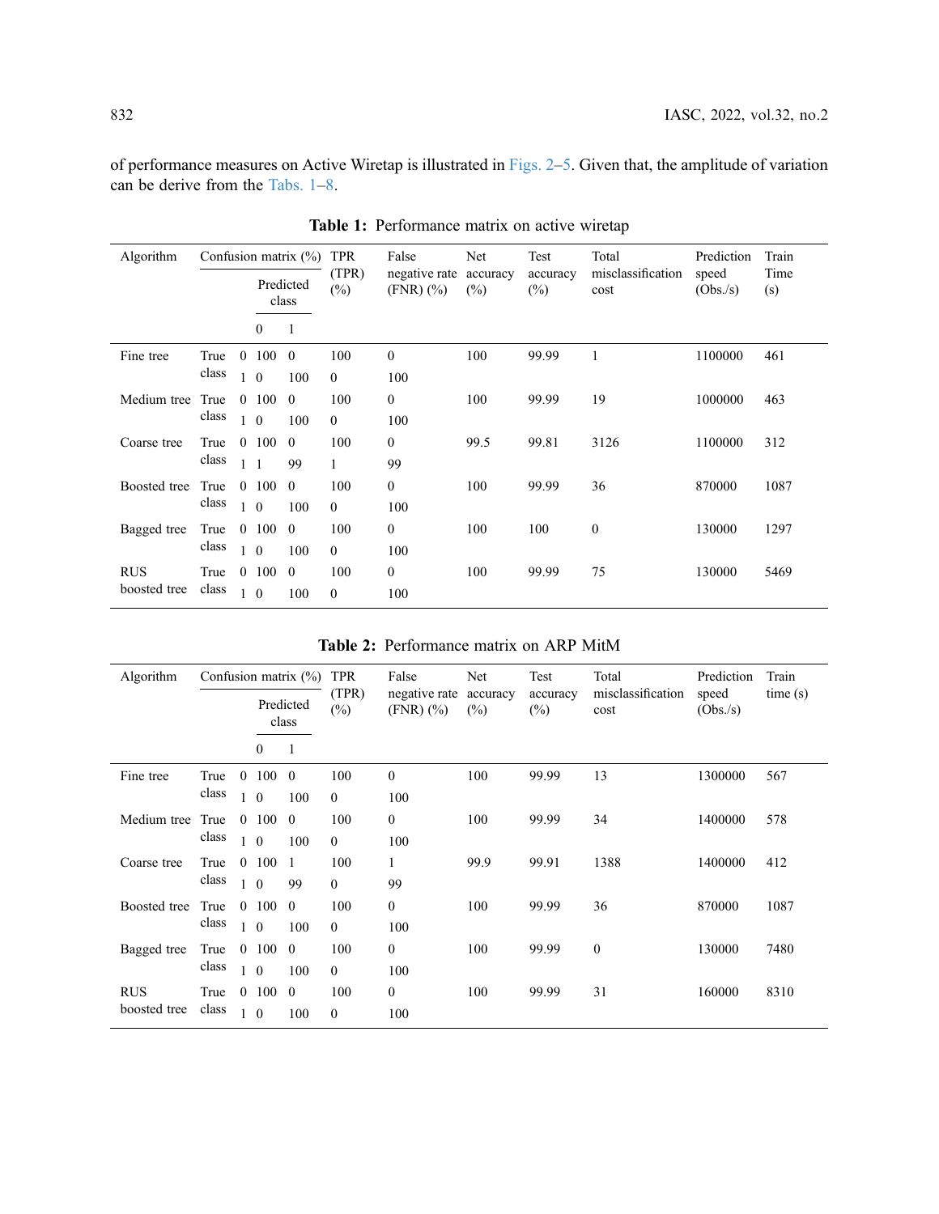of performance measures on Active Wiretap is illustrated in Figs. 2–5. Given that, the amplitude of variation can be derive from the Tabs. 1–8.

**Table 1:** Performance matrix on active wiretap

| Algorithm | Confusion matrix (%) | | | | TPR (TPR) (%) | False negative rate (FNR) (%) | Net accuracy (%) | Test accuracy (%) | Total misclassification cost | Prediction speed (Obs./s) | Train Time (s) |
|---|---|---|---|---|---|---|---|---|---|---|---|
| | | | Predicted class | | | | | | | | |
| | | | 0 | 1 | | | | | | | |
| Fine tree | True class | 0 | 100 | 0 | 100 | 0 | 100 | 99.99 | 1 | 1100000 | 461 |
| | | 1 | 0 | 100 | 0 | 100 | | | | | |
| Medium tree | True class | 0 | 100 | 0 | 100 | 0 | 100 | 99.99 | 19 | 1000000 | 463 |
| | | 1 | 0 | 100 | 0 | 100 | | | | | |
| Coarse tree | True class | 0 | 100 | 0 | 100 | 0 | 99.5 | 99.81 | 3126 | 1100000 | 312 |
| | | 1 | 1 | 99 | 1 | 99 | | | | | |
| Boosted tree | True class | 0 | 100 | 0 | 100 | 0 | 100 | 99.99 | 36 | 870000 | 1087 |
| | | 1 | 0 | 100 | 0 | 100 | | | | | |
| Bagged tree | True class | 0 | 100 | 0 | 100 | 0 | 100 | 100 | 0 | 130000 | 1297 |
| | | 1 | 0 | 100 | 0 | 100 | | | | | |
| RUS boosted tree | True class | 0 | 100 | 0 | 100 | 0 | 100 | 99.99 | 75 | 130000 | 5469 |
| | | 1 | 0 | 100 | 0 | 100 | | | | | |

**Table 2:** Performance matrix on ARP MitM

| Algorithm | Confusion matrix (%) | | | | TPR (TPR) (%) | False negative rate (FNR) (%) | Net accuracy (%) | Test accuracy (%) | Total misclassification cost | Prediction speed (Obs./s) | Train time (s) |
|---|---|---|---|---|---|---|---|---|---|---|---|
| | | | Predicted class | | | | | | | | |
| | | | 0 | 1 | | | | | | | |
| Fine tree | True class | 0 | 100 | 0 | 100 | 0 | 100 | 99.99 | 13 | 1300000 | 567 |
| | | 1 | 0 | 100 | 0 | 100 | | | | | |
| Medium tree | True class | 0 | 100 | 0 | 100 | 0 | 100 | 99.99 | 34 | 1400000 | 578 |
| | | 1 | 0 | 100 | 0 | 100 | | | | | |
| Coarse tree | True class | 0 | 100 | 1 | 100 | 1 | 99.9 | 99.91 | 1388 | 1400000 | 412 |
| | | 1 | 0 | 99 | 0 | 99 | | | | | |
| Boosted tree | True class | 0 | 100 | 0 | 100 | 0 | 100 | 99.99 | 36 | 870000 | 1087 |
| | | 1 | 0 | 100 | 0 | 100 | | | | | |
| Bagged tree | True class | 0 | 100 | 0 | 100 | 0 | 100 | 99.99 | 0 | 130000 | 7480 |
| | | 1 | 0 | 100 | 0 | 100 | | | | | |
| RUS boosted tree | True class | 0 | 100 | 0 | 100 | 0 | 100 | 99.99 | 31 | 160000 | 8310 |
| | | 1 | 0 | 100 | 0 | 100 | | | | | |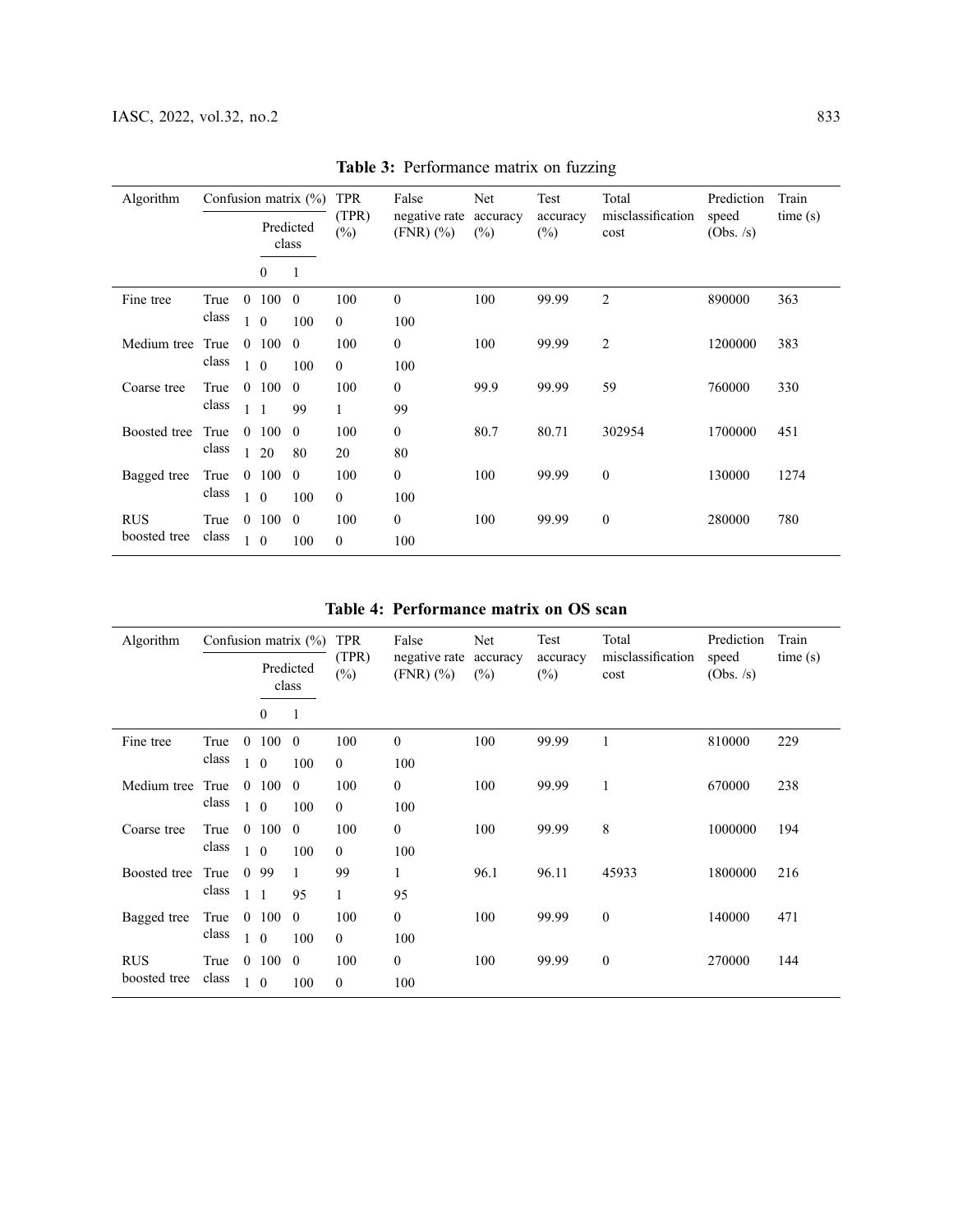**Table 3:** Performance matrix on fuzzing

| Algorithm | Confusion matrix (%) | | | | TPR (TPR) (%) | False negative rate (FNR) (%) | Net accuracy (%) | Test accuracy (%) | Total misclassification cost | Prediction speed (Obs. /s) | Train time (s) |
|---|---|---|---|---|---|---|---|---|---|---|---|
| | | | Predicted class | | | | | | | | |
| | | | 0 | 1 | | | | | | | |
| Fine tree | True class | 0 | 100 | 0 | 100 | 0 | 100 | 99.99 | 2 | 890000 | 363 |
| | | 1 | 0 | 100 | 0 | 100 | | | | | |
| Medium tree | True class | 0 | 100 | 0 | 100 | 0 | 100 | 99.99 | 2 | 1200000 | 383 |
| | | 1 | 0 | 100 | 0 | 100 | | | | | |
| Coarse tree | True class | 0 | 100 | 0 | 100 | 0 | 99.9 | 99.99 | 59 | 760000 | 330 |
| | | 1 | 1 | 99 | 1 | 99 | | | | | |
| Boosted tree | True class | 0 | 100 | 0 | 100 | 0 | 80.7 | 80.71 | 302954 | 1700000 | 451 |
| | | 1 | 20 | 80 | 20 | 80 | | | | | |
| Bagged tree | True class | 0 | 100 | 0 | 100 | 0 | 100 | 99.99 | 0 | 130000 | 1274 |
| | | 1 | 0 | 100 | 0 | 100 | | | | | |
| RUS boosted tree | True class | 0 | 100 | 0 | 100 | 0 | 100 | 99.99 | 0 | 280000 | 780 |
| | | 1 | 0 | 100 | 0 | 100 | | | | | |

**Table 4: Performance matrix on OS scan**

| Algorithm | Confusion matrix (%) | | | | TPR (TPR) (%) | False negative rate (FNR) (%) | Net accuracy (%) | Test accuracy (%) | Total misclassification cost | Prediction speed (Obs. /s) | Train time (s) |
|---|---|---|---|---|---|---|---|---|---|---|---|
| | | | Predicted class | | | | | | | | |
| | | | 0 | 1 | | | | | | | |
| Fine tree | True class | 0 | 100 | 0 | 100 | 0 | 100 | 99.99 | 1 | 810000 | 229 |
| | | 1 | 0 | 100 | 0 | 100 | | | | | |
| Medium tree | True class | 0 | 100 | 0 | 100 | 0 | 100 | 99.99 | 1 | 670000 | 238 |
| | | 1 | 0 | 100 | 0 | 100 | | | | | |
| Coarse tree | True class | 0 | 100 | 0 | 100 | 0 | 100 | 99.99 | 8 | 1000000 | 194 |
| | | 1 | 0 | 100 | 0 | 100 | | | | | |
| Boosted tree | True class | 0 | 99 | 1 | 99 | 1 | 96.1 | 96.11 | 45933 | 1800000 | 216 |
| | | 1 | 1 | 95 | 1 | 95 | | | | | |
| Bagged tree | True class | 0 | 100 | 0 | 100 | 0 | 100 | 99.99 | 0 | 140000 | 471 |
| | | 1 | 0 | 100 | 0 | 100 | | | | | |
| RUS boosted tree | True class | 0 | 100 | 0 | 100 | 0 | 100 | 99.99 | 0 | 270000 | 144 |
| | | 1 | 0 | 100 | 0 | 100 | | | | | |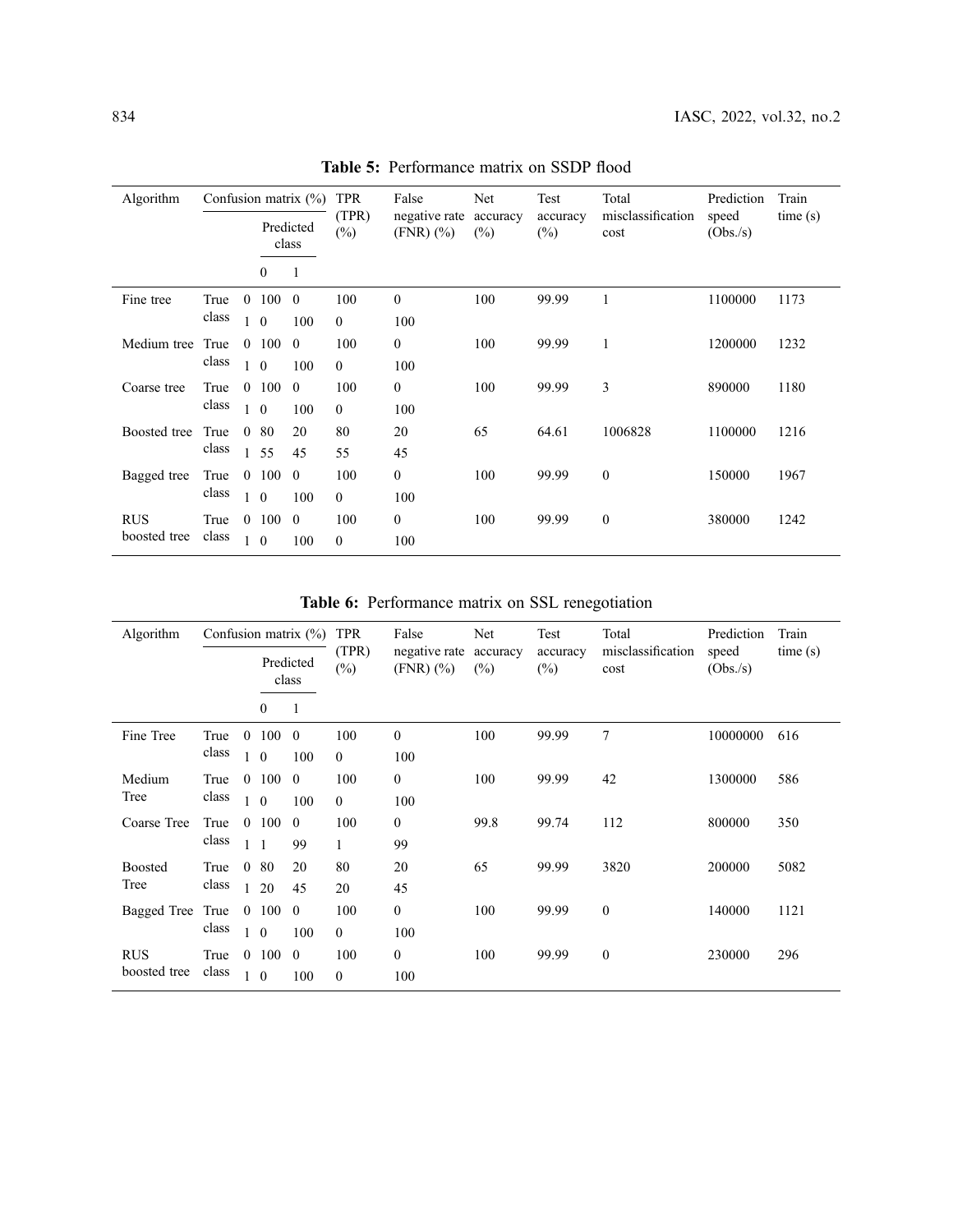**Table 5:** Performance matrix on SSDP flood

| Algorithm | Confusion matrix (%) | | | | TPR (TPR) (%) | False negative rate (FNR) (%) | Net accuracy (%) | Test accuracy (%) | Total misclassification cost | Prediction speed (Obs./s) | Train time (s) |
|---|---|---|---|---|---|---|---|---|---|---|---|
| | | | Predicted class | | | | | | | | |
| | | | 0 | 1 | | | | | | | |
| Fine tree | True class | 0 | 100 | 0 | 100 | 0 | 100 | 99.99 | 1 | 1100000 | 1173 |
| | | 1 | 0 | 100 | 0 | 100 | | | | | |
| Medium tree | True class | 0 | 100 | 0 | 100 | 0 | 100 | 99.99 | 1 | 1200000 | 1232 |
| | | 1 | 0 | 100 | 0 | 100 | | | | | |
| Coarse tree | True class | 0 | 100 | 0 | 100 | 0 | 100 | 99.99 | 3 | 890000 | 1180 |
| | | 1 | 0 | 100 | 0 | 100 | | | | | |
| Boosted tree | True class | 0 | 80 | 20 | 80 | 20 | 65 | 64.61 | 1006828 | 1100000 | 1216 |
| | | 1 | 55 | 45 | 55 | 45 | | | | | |
| Bagged tree | True class | 0 | 100 | 0 | 100 | 0 | 100 | 99.99 | 0 | 150000 | 1967 |
| | | 1 | 0 | 100 | 0 | 100 | | | | | |
| RUS boosted tree | True class | 0 | 100 | 0 | 100 | 0 | 100 | 99.99 | 0 | 380000 | 1242 |
| | | 1 | 0 | 100 | 0 | 100 | | | | | |

**Table 6:** Performance matrix on SSL renegotiation

| Algorithm | Confusion matrix (%) | | | | TPR (TPR) (%) | False negative rate (FNR) (%) | Net accuracy (%) | Test accuracy (%) | Total misclassification cost | Prediction speed (Obs./s) | Train time (s) |
|---|---|---|---|---|---|---|---|---|---|---|---|
| | | | Predicted class | | | | | | | | |
| | | | 0 | 1 | | | | | | | |
| Fine Tree | True class | 0 | 100 | 0 | 100 | 0 | 100 | 99.99 | 7 | 10000000 | 616 |
| | | 1 | 0 | 100 | 0 | 100 | | | | | |
| Medium Tree | True class | 0 | 100 | 0 | 100 | 0 | 100 | 99.99 | 42 | 1300000 | 586 |
| | | 1 | 0 | 100 | 0 | 100 | | | | | |
| Coarse Tree | True class | 0 | 100 | 0 | 100 | 0 | 99.8 | 99.74 | 112 | 800000 | 350 |
| | | 1 | 1 | 99 | 1 | 99 | | | | | |
| Boosted Tree | True class | 0 | 80 | 20 | 80 | 20 | 65 | 99.99 | 3820 | 200000 | 5082 |
| | | 1 | 20 | 45 | 20 | 45 | | | | | |
| Bagged Tree | True class | 0 | 100 | 0 | 100 | 0 | 100 | 99.99 | 0 | 140000 | 1121 |
| | | 1 | 0 | 100 | 0 | 100 | | | | | |
| RUS boosted tree | True class | 0 | 100 | 0 | 100 | 0 | 100 | 99.99 | 0 | 230000 | 296 |
| | | 1 | 0 | 100 | 0 | 100 | | | | | |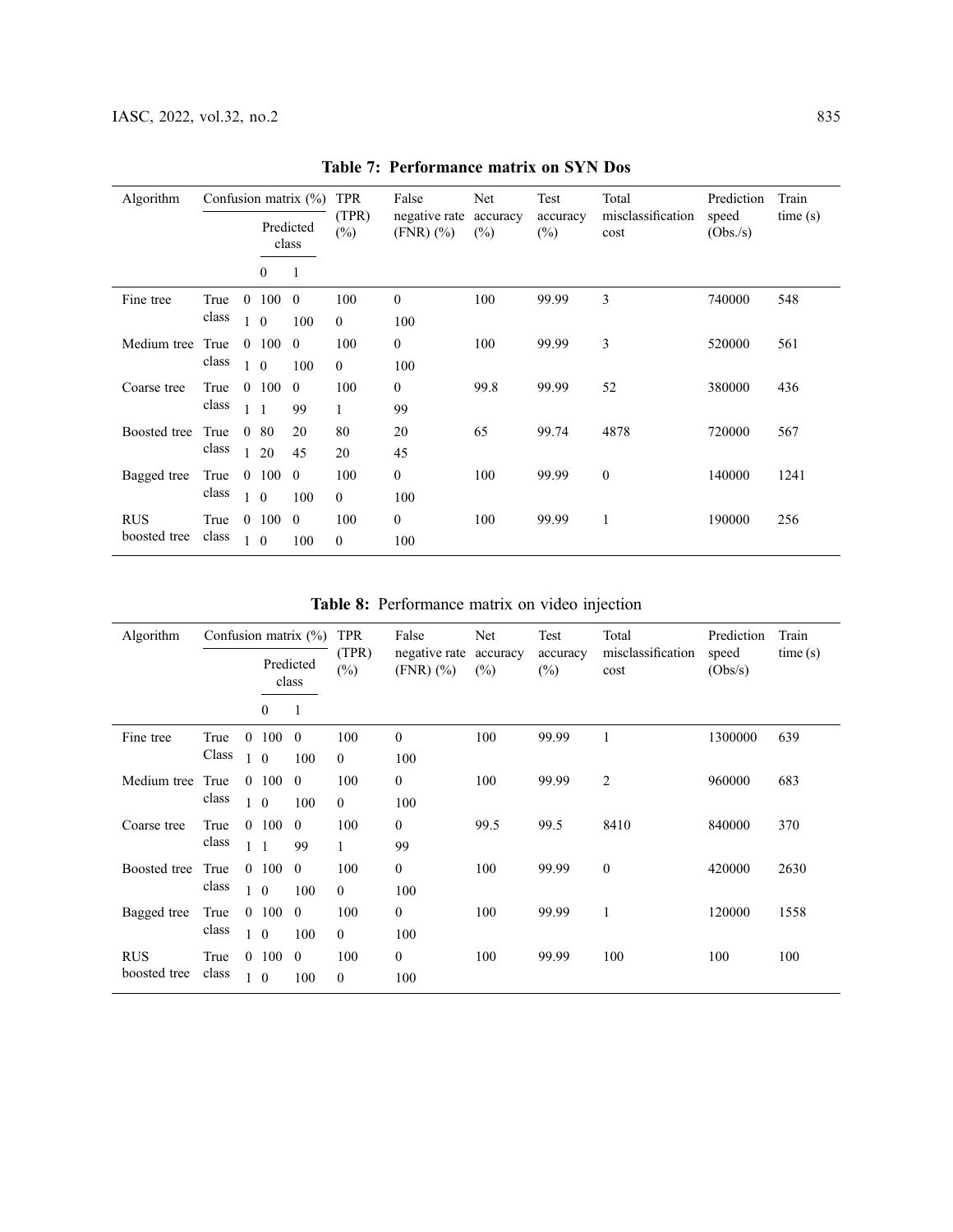**Table 7: Performance matrix on SYN Dos**

| Algorithm | Confusion matrix (%) | | | | TPR (TPR) (%) | False negative rate (FNR) (%) | Net accuracy (%) | Test accuracy (%) | Total misclassification cost | Prediction speed (Obs./s) | Train time (s) |
|---|---|---|---|---|---|---|---|---|---|---|---|
| | | | Predicted class | | | | | | | | |
| | | | 0 | 1 | | | | | | | |
| Fine tree | True class | 0 | 100 | 0 | 100 | 0 | 100 | 99.99 | 3 | 740000 | 548 |
| | | 1 | 0 | 100 | 0 | 100 | | | | | |
| Medium tree | True class | 0 | 100 | 0 | 100 | 0 | 100 | 99.99 | 3 | 520000 | 561 |
| | | 1 | 0 | 100 | 0 | 100 | | | | | |
| Coarse tree | True class | 0 | 100 | 0 | 100 | 0 | 99.8 | 99.99 | 52 | 380000 | 436 |
| | | 1 | 1 | 99 | 1 | 99 | | | | | |
| Boosted tree | True class | 0 | 80 | 20 | 80 | 20 | 65 | 99.74 | 4878 | 720000 | 567 |
| | | 1 | 20 | 45 | 20 | 45 | | | | | |
| Bagged tree | True class | 0 | 100 | 0 | 100 | 0 | 100 | 99.99 | 0 | 140000 | 1241 |
| | | 1 | 0 | 100 | 0 | 100 | | | | | |
| RUS boosted tree | True class | 0 | 100 | 0 | 100 | 0 | 100 | 99.99 | 1 | 190000 | 256 |
| | | 1 | 0 | 100 | 0 | 100 | | | | | |

**Table 8:** Performance matrix on video injection

| Algorithm | Confusion matrix (%) | | | | TPR (TPR) (%) | False negative rate (FNR) (%) | Net accuracy (%) | Test accuracy (%) | Total misclassification cost | Prediction speed (Obs/s) | Train time (s) |
|---|---|---|---|---|---|---|---|---|---|---|---|
| | | | Predicted class | | | | | | | | |
| | | | 0 | 1 | | | | | | | |
| Fine tree | True Class | 0 | 100 | 0 | 100 | 0 | 100 | 99.99 | 1 | 1300000 | 639 |
| | | 1 | 0 | 100 | 0 | 100 | | | | | |
| Medium tree | True class | 0 | 100 | 0 | 100 | 0 | 100 | 99.99 | 2 | 960000 | 683 |
| | | 1 | 0 | 100 | 0 | 100 | | | | | |
| Coarse tree | True class | 0 | 100 | 0 | 100 | 0 | 99.5 | 99.5 | 8410 | 840000 | 370 |
| | | 1 | 1 | 99 | 1 | 99 | | | | | |
| Boosted tree | True class | 0 | 100 | 0 | 100 | 0 | 100 | 99.99 | 0 | 420000 | 2630 |
| | | 1 | 0 | 100 | 0 | 100 | | | | | |
| Bagged tree | True class | 0 | 100 | 0 | 100 | 0 | 100 | 99.99 | 1 | 120000 | 1558 |
| | | 1 | 0 | 100 | 0 | 100 | | | | | |
| RUS boosted tree | True class | 0 | 100 | 0 | 100 | 0 | 100 | 99.99 | 100 | 100 | 100 |
| | | 1 | 0 | 100 | 0 | 100 | | | | | |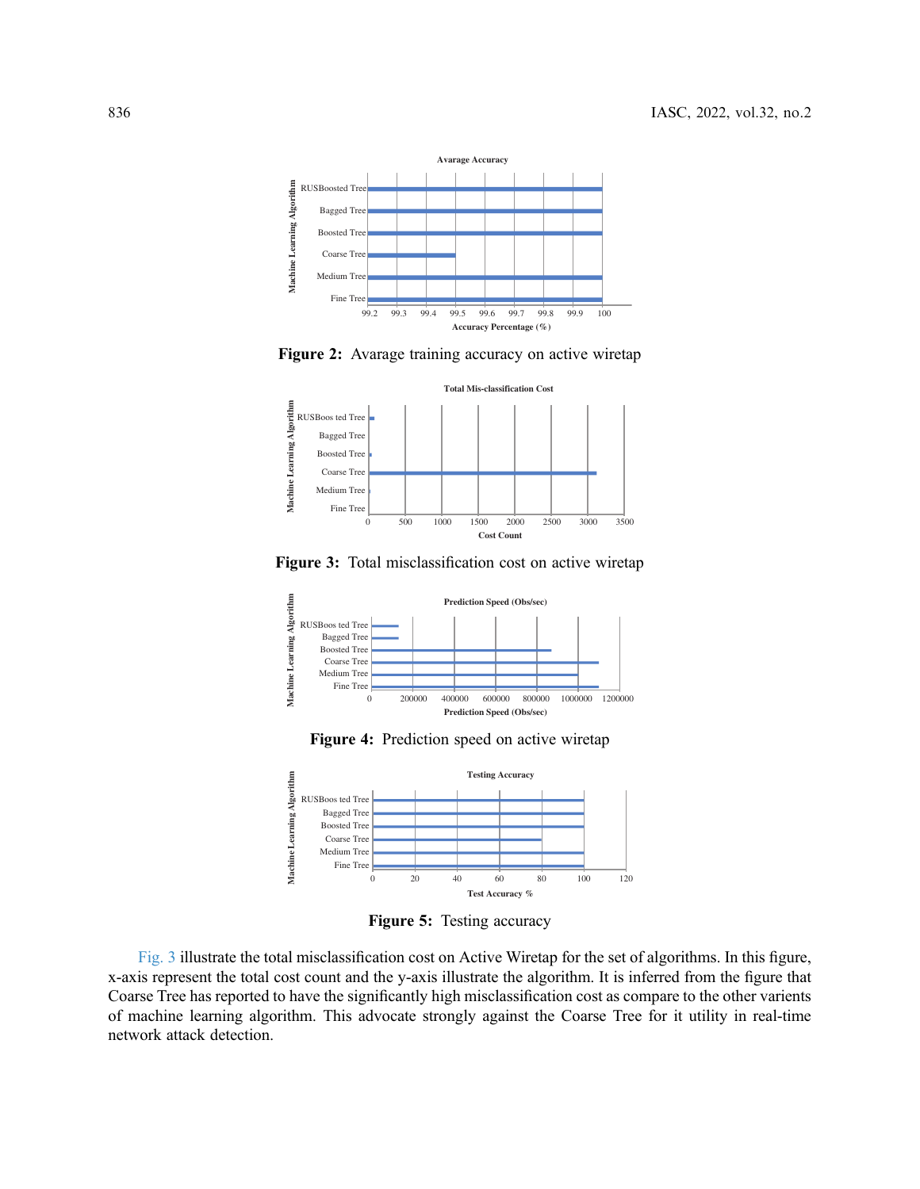Figure 2: Avarage training accuracy on active wiretap

Figure 3: Total misclassification cost on active wiretap

Figure 4: Prediction speed on active wiretap

Figure 5: Testing accuracy

Fig. 3 illustrate the total misclassification cost on Active Wiretap for the set of algorithms. In this figure, x-axis represent the total cost count and the y-axis illustrate the algorithm. It is inferred from the figure that Coarse Tree has reported to have the significantly high misclassification cost as compare to the other varients of machine learning algorithm. This advocate strongly against the Coarse Tree for it utility in real-time network attack detection.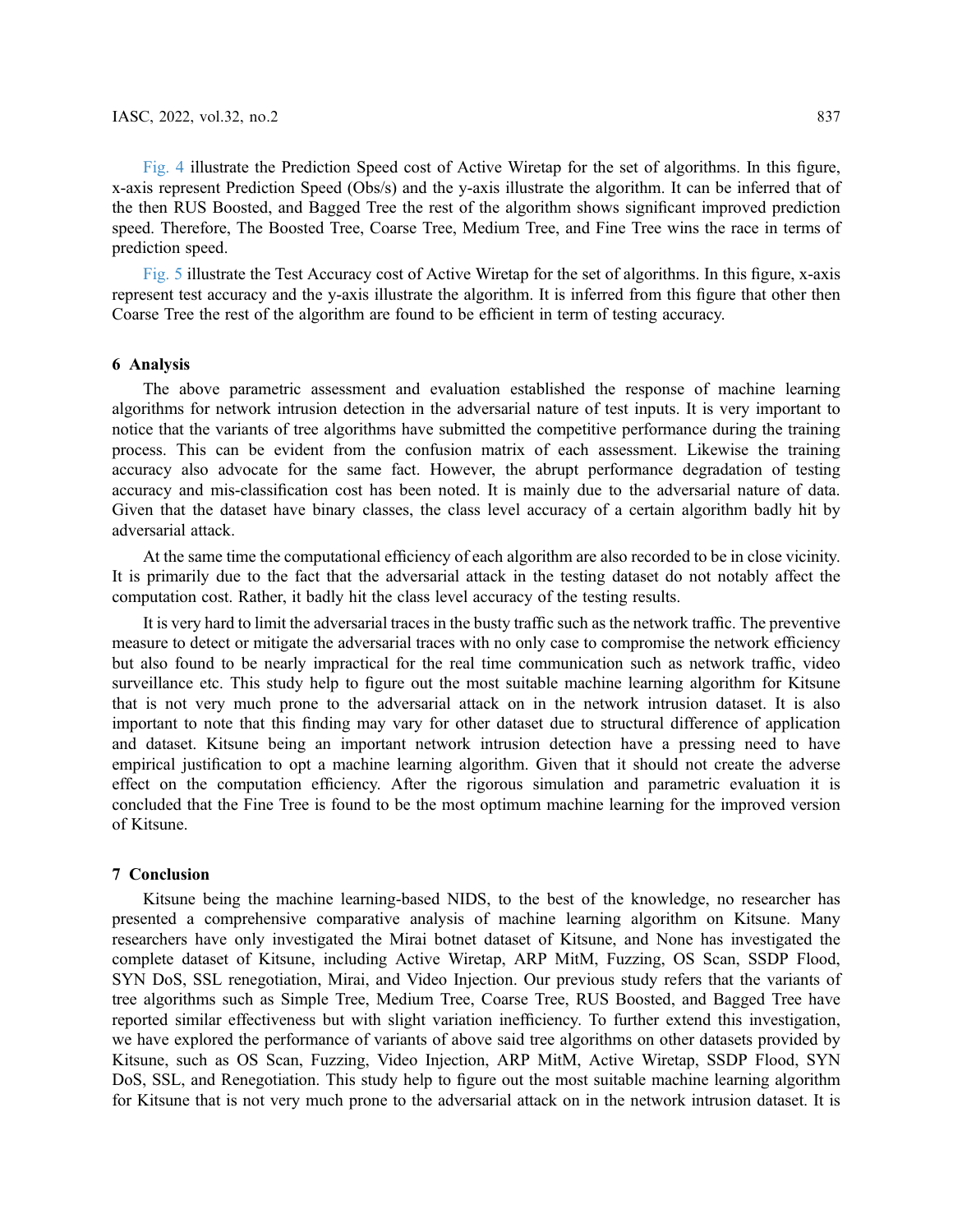Fig. 4 illustrate the Prediction Speed cost of Active Wiretap for the set of algorithms. In this figure, x-axis represent Prediction Speed (Obs/s) and the y-axis illustrate the algorithm. It can be inferred that of the then RUS Boosted, and Bagged Tree the rest of the algorithm shows significant improved prediction speed. Therefore, The Boosted Tree, Coarse Tree, Medium Tree, and Fine Tree wins the race in terms of prediction speed.

Fig. 5 illustrate the Test Accuracy cost of Active Wiretap for the set of algorithms. In this figure, x-axis represent test accuracy and the y-axis illustrate the algorithm. It is inferred from this figure that other then Coarse Tree the rest of the algorithm are found to be efficient in term of testing accuracy.

## 6 Analysis

The above parametric assessment and evaluation established the response of machine learning algorithms for network intrusion detection in the adversarial nature of test inputs. It is very important to notice that the variants of tree algorithms have submitted the competitive performance during the training process. This can be evident from the confusion matrix of each assessment. Likewise the training accuracy also advocate for the same fact. However, the abrupt performance degradation of testing accuracy and mis-classification cost has been noted. It is mainly due to the adversarial nature of data. Given that the dataset have binary classes, the class level accuracy of a certain algorithm badly hit by adversarial attack.

At the same time the computational efficiency of each algorithm are also recorded to be in close vicinity. It is primarily due to the fact that the adversarial attack in the testing dataset do not notably affect the computation cost. Rather, it badly hit the class level accuracy of the testing results.

It is very hard to limit the adversarial traces in the busty traffic such as the network traffic. The preventive measure to detect or mitigate the adversarial traces with no only case to compromise the network efficiency but also found to be nearly impractical for the real time communication such as network traffic, video surveillance etc. This study help to figure out the most suitable machine learning algorithm for Kitsune that is not very much prone to the adversarial attack on in the network intrusion dataset. It is also important to note that this finding may vary for other dataset due to structural difference of application and dataset. Kitsune being an important network intrusion detection have a pressing need to have empirical justification to opt a machine learning algorithm. Given that it should not create the adverse effect on the computation efficiency. After the rigorous simulation and parametric evaluation it is concluded that the Fine Tree is found to be the most optimum machine learning for the improved version of Kitsune.

## 7 Conclusion

Kitsune being the machine learning-based NIDS, to the best of the knowledge, no researcher has presented a comprehensive comparative analysis of machine learning algorithm on Kitsune. Many researchers have only investigated the Mirai botnet dataset of Kitsune, and None has investigated the complete dataset of Kitsune, including Active Wiretap, ARP MitM, Fuzzing, OS Scan, SSDP Flood, SYN DoS, SSL renegotiation, Mirai, and Video Injection. Our previous study refers that the variants of tree algorithms such as Simple Tree, Medium Tree, Coarse Tree, RUS Boosted, and Bagged Tree have reported similar effectiveness but with slight variation inefficiency. To further extend this investigation, we have explored the performance of variants of above said tree algorithms on other datasets provided by Kitsune, such as OS Scan, Fuzzing, Video Injection, ARP MitM, Active Wiretap, SSDP Flood, SYN DoS, SSL, and Renegotiation. This study help to figure out the most suitable machine learning algorithm for Kitsune that is not very much prone to the adversarial attack on in the network intrusion dataset. It is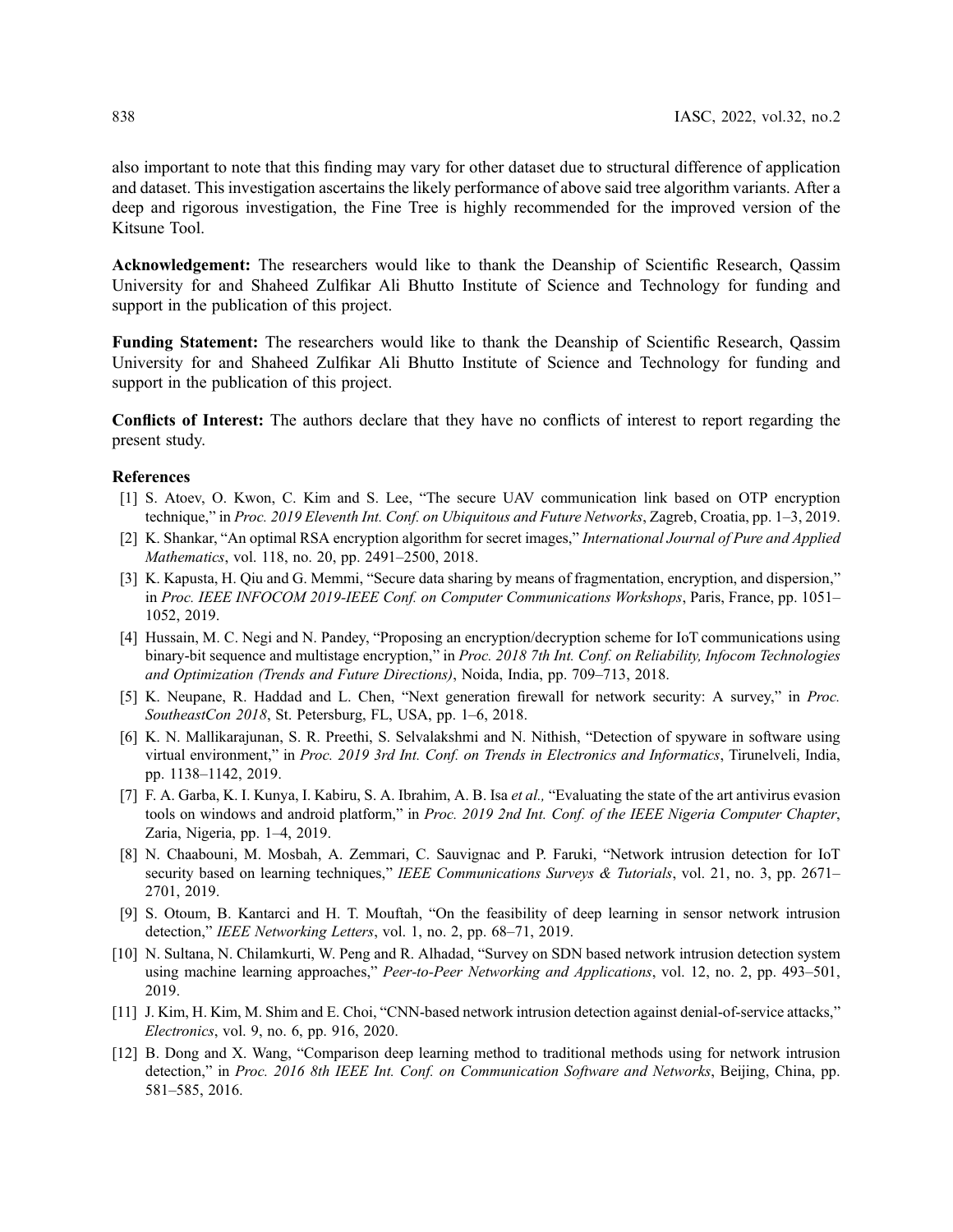also important to note that this finding may vary for other dataset due to structural difference of application and dataset. This investigation ascertains the likely performance of above said tree algorithm variants. After a deep and rigorous investigation, the Fine Tree is highly recommended for the improved version of the Kitsune Tool.

**Acknowledgement:** The researchers would like to thank the Deanship of Scientific Research, Qassim University for and Shaheed Zulfikar Ali Bhutto Institute of Science and Technology for funding and support in the publication of this project.

**Funding Statement:** The researchers would like to thank the Deanship of Scientific Research, Qassim University for and Shaheed Zulfikar Ali Bhutto Institute of Science and Technology for funding and support in the publication of this project.

**Conflicts of Interest:** The authors declare that they have no conflicts of interest to report regarding the present study.

## References

[1] S. Atoev, O. Kwon, C. Kim and S. Lee, "The secure UAV communication link based on OTP encryption technique," in *Proc. 2019 Eleventh Int. Conf. on Ubiquitous and Future Networks*, Zagreb, Croatia, pp. 1–3, 2019.

[2] K. Shankar, "An optimal RSA encryption algorithm for secret images," *International Journal of Pure and Applied Mathematics*, vol. 118, no. 20, pp. 2491–2500, 2018.

[3] K. Kapusta, H. Qiu and G. Memmi, "Secure data sharing by means of fragmentation, encryption, and dispersion," in *Proc. IEEE INFOCOM 2019-IEEE Conf. on Computer Communications Workshops*, Paris, France, pp. 1051–1052, 2019.

[4] Hussain, M. C. Negi and N. Pandey, "Proposing an encryption/decryption scheme for IoT communications using binary-bit sequence and multistage encryption," in *Proc. 2018 7th Int. Conf. on Reliability, Infocom Technologies and Optimization (Trends and Future Directions)*, Noida, India, pp. 709–713, 2018.

[5] K. Neupane, R. Haddad and L. Chen, "Next generation firewall for network security: A survey," in *Proc. SoutheastCon 2018*, St. Petersburg, FL, USA, pp. 1–6, 2018.

[6] K. N. Mallikarajunan, S. R. Preethi, S. Selvalakshmi and N. Nithish, "Detection of spyware in software using virtual environment," in *Proc. 2019 3rd Int. Conf. on Trends in Electronics and Informatics*, Tirunelveli, India, pp. 1138–1142, 2019.

[7] F. A. Garba, K. I. Kunya, I. Kabiru, S. A. Ibrahim, A. B. Isa *et al.,* "Evaluating the state of the art antivirus evasion tools on windows and android platform," in *Proc. 2019 2nd Int. Conf. of the IEEE Nigeria Computer Chapter*, Zaria, Nigeria, pp. 1–4, 2019.

[8] N. Chaabouni, M. Mosbah, A. Zemmari, C. Sauvignac and P. Faruki, "Network intrusion detection for IoT security based on learning techniques," *IEEE Communications Surveys & Tutorials*, vol. 21, no. 3, pp. 2671–2701, 2019.

[9] S. Otoum, B. Kantarci and H. T. Mouftah, "On the feasibility of deep learning in sensor network intrusion detection," *IEEE Networking Letters*, vol. 1, no. 2, pp. 68–71, 2019.

[10] N. Sultana, N. Chilamkurti, W. Peng and R. Alhadad, "Survey on SDN based network intrusion detection system using machine learning approaches," *Peer-to-Peer Networking and Applications*, vol. 12, no. 2, pp. 493–501, 2019.

[11] J. Kim, H. Kim, M. Shim and E. Choi, "CNN-based network intrusion detection against denial-of-service attacks," *Electronics*, vol. 9, no. 6, pp. 916, 2020.

[12] B. Dong and X. Wang, "Comparison deep learning method to traditional methods using for network intrusion detection," in *Proc. 2016 8th IEEE Int. Conf. on Communication Software and Networks*, Beijing, China, pp. 581–585, 2016.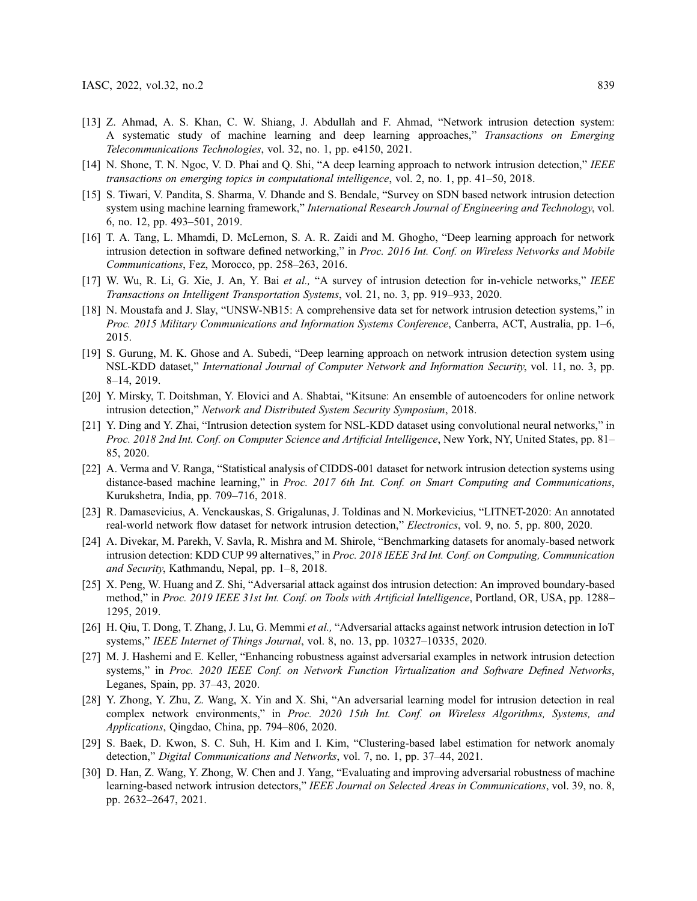[13] Z. Ahmad, A. S. Khan, C. W. Shiang, J. Abdullah and F. Ahmad, "Network intrusion detection system: A systematic study of machine learning and deep learning approaches," *Transactions on Emerging Telecommunications Technologies*, vol. 32, no. 1, pp. e4150, 2021.

[14] N. Shone, T. N. Ngoc, V. D. Phai and Q. Shi, "A deep learning approach to network intrusion detection," *IEEE transactions on emerging topics in computational intelligence*, vol. 2, no. 1, pp. 41–50, 2018.

[15] S. Tiwari, V. Pandita, S. Sharma, V. Dhande and S. Bendale, "Survey on SDN based network intrusion detection system using machine learning framework," *International Research Journal of Engineering and Technology*, vol. 6, no. 12, pp. 493–501, 2019.

[16] T. A. Tang, L. Mhamdi, D. McLernon, S. A. R. Zaidi and M. Ghogho, "Deep learning approach for network intrusion detection in software defined networking," in *Proc. 2016 Int. Conf. on Wireless Networks and Mobile Communications*, Fez, Morocco, pp. 258–263, 2016.

[17] W. Wu, R. Li, G. Xie, J. An, Y. Bai *et al.,* "A survey of intrusion detection for in-vehicle networks," *IEEE Transactions on Intelligent Transportation Systems*, vol. 21, no. 3, pp. 919–933, 2020.

[18] N. Moustafa and J. Slay, "UNSW-NB15: A comprehensive data set for network intrusion detection systems," in *Proc. 2015 Military Communications and Information Systems Conference*, Canberra, ACT, Australia, pp. 1–6, 2015.

[19] S. Gurung, M. K. Ghose and A. Subedi, "Deep learning approach on network intrusion detection system using NSL-KDD dataset," *International Journal of Computer Network and Information Security*, vol. 11, no. 3, pp. 8–14, 2019.

[20] Y. Mirsky, T. Doitshman, Y. Elovici and A. Shabtai, "Kitsune: An ensemble of autoencoders for online network intrusion detection," *Network and Distributed System Security Symposium*, 2018.

[21] Y. Ding and Y. Zhai, "Intrusion detection system for NSL-KDD dataset using convolutional neural networks," in *Proc. 2018 2nd Int. Conf. on Computer Science and Artificial Intelligence*, New York, NY, United States, pp. 81–85, 2020.

[22] A. Verma and V. Ranga, "Statistical analysis of CIDDS-001 dataset for network intrusion detection systems using distance-based machine learning," in *Proc. 2017 6th Int. Conf. on Smart Computing and Communications*, Kurukshetra, India, pp. 709–716, 2018.

[23] R. Damasevicius, A. Venckauskas, S. Grigalunas, J. Toldinas and N. Morkevicius, "LITNET-2020: An annotated real-world network flow dataset for network intrusion detection," *Electronics*, vol. 9, no. 5, pp. 800, 2020.

[24] A. Divekar, M. Parekh, V. Savla, R. Mishra and M. Shirole, "Benchmarking datasets for anomaly-based network intrusion detection: KDD CUP 99 alternatives," in *Proc. 2018 IEEE 3rd Int. Conf. on Computing, Communication and Security*, Kathmandu, Nepal, pp. 1–8, 2018.

[25] X. Peng, W. Huang and Z. Shi, "Adversarial attack against dos intrusion detection: An improved boundary-based method," in *Proc. 2019 IEEE 31st Int. Conf. on Tools with Artificial Intelligence*, Portland, OR, USA, pp. 1288–1295, 2019.

[26] H. Qiu, T. Dong, T. Zhang, J. Lu, G. Memmi *et al.,* "Adversarial attacks against network intrusion detection in IoT systems," *IEEE Internet of Things Journal*, vol. 8, no. 13, pp. 10327–10335, 2020.

[27] M. J. Hashemi and E. Keller, "Enhancing robustness against adversarial examples in network intrusion detection systems," in *Proc. 2020 IEEE Conf. on Network Function Virtualization and Software Defined Networks*, Leganes, Spain, pp. 37–43, 2020.

[28] Y. Zhong, Y. Zhu, Z. Wang, X. Yin and X. Shi, "An adversarial learning model for intrusion detection in real complex network environments," in *Proc. 2020 15th Int. Conf. on Wireless Algorithms, Systems, and Applications*, Qingdao, China, pp. 794–806, 2020.

[29] S. Baek, D. Kwon, S. C. Suh, H. Kim and I. Kim, "Clustering-based label estimation for network anomaly detection," *Digital Communications and Networks*, vol. 7, no. 1, pp. 37–44, 2021.

[30] D. Han, Z. Wang, Y. Zhong, W. Chen and J. Yang, "Evaluating and improving adversarial robustness of machine learning-based network intrusion detectors," *IEEE Journal on Selected Areas in Communications*, vol. 39, no. 8, pp. 2632–2647, 2021.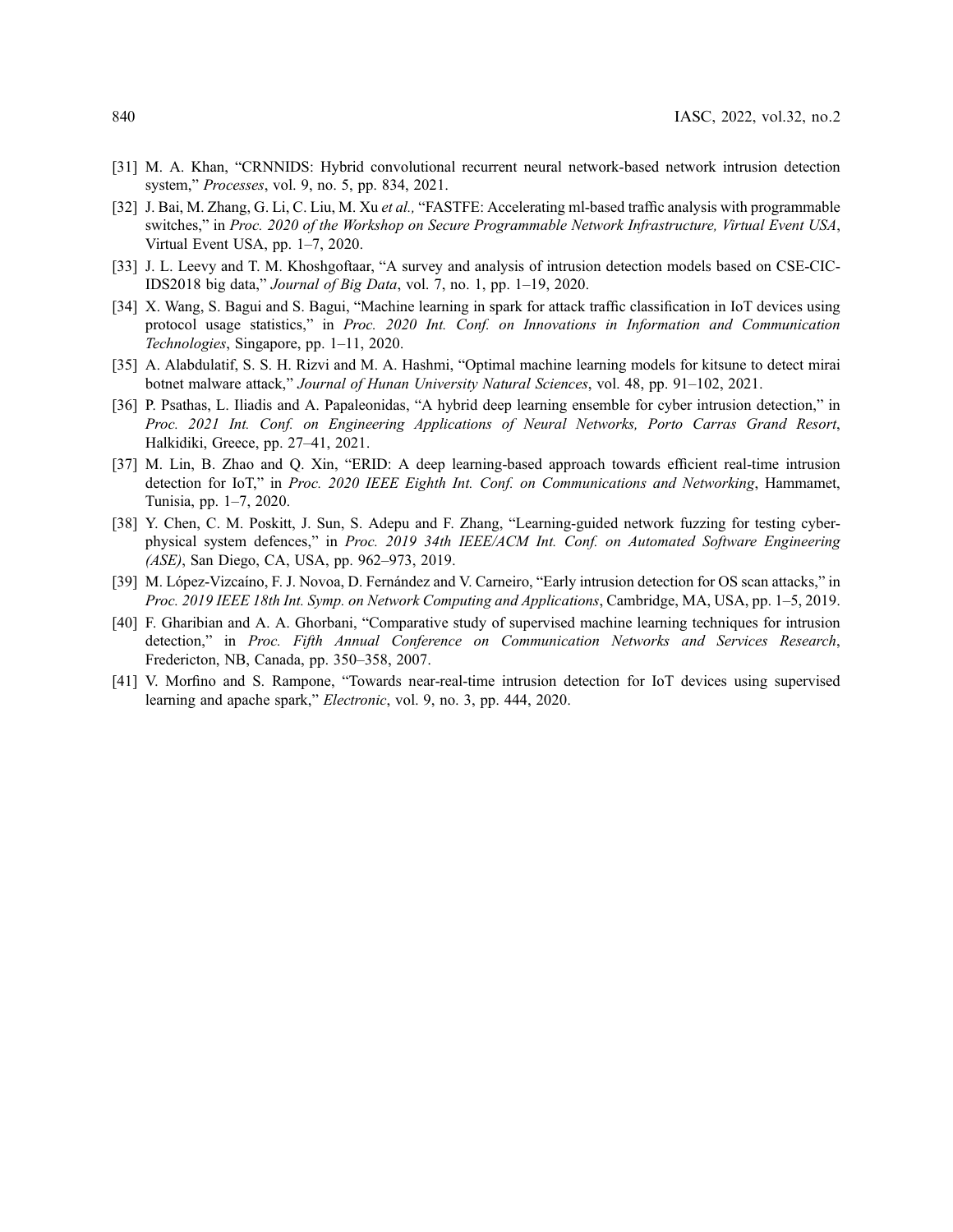[31] M. A. Khan, "CRNNIDS: Hybrid convolutional recurrent neural network-based network intrusion detection system," *Processes*, vol. 9, no. 5, pp. 834, 2021.

[32] J. Bai, M. Zhang, G. Li, C. Liu, M. Xu *et al.,* "FASTFE: Accelerating ml-based traffic analysis with programmable switches," in *Proc. 2020 of the Workshop on Secure Programmable Network Infrastructure, Virtual Event USA*, Virtual Event USA, pp. 1–7, 2020.

[33] J. L. Leevy and T. M. Khoshgoftaar, "A survey and analysis of intrusion detection models based on CSE-CIC-IDS2018 big data," *Journal of Big Data*, vol. 7, no. 1, pp. 1–19, 2020.

[34] X. Wang, S. Bagui and S. Bagui, "Machine learning in spark for attack traffic classification in IoT devices using protocol usage statistics," in *Proc. 2020 Int. Conf. on Innovations in Information and Communication Technologies*, Singapore, pp. 1–11, 2020.

[35] A. Alabdulatif, S. S. H. Rizvi and M. A. Hashmi, "Optimal machine learning models for kitsune to detect mirai botnet malware attack," *Journal of Hunan University Natural Sciences*, vol. 48, pp. 91–102, 2021.

[36] P. Psathas, L. Iliadis and A. Papaleonidas, "A hybrid deep learning ensemble for cyber intrusion detection," in *Proc. 2021 Int. Conf. on Engineering Applications of Neural Networks, Porto Carras Grand Resort*, Halkidiki, Greece, pp. 27–41, 2021.

[37] M. Lin, B. Zhao and Q. Xin, "ERID: A deep learning-based approach towards efficient real-time intrusion detection for IoT," in *Proc. 2020 IEEE Eighth Int. Conf. on Communications and Networking*, Hammamet, Tunisia, pp. 1–7, 2020.

[38] Y. Chen, C. M. Poskitt, J. Sun, S. Adepu and F. Zhang, "Learning-guided network fuzzing for testing cyber-physical system defences," in *Proc. 2019 34th IEEE/ACM Int. Conf. on Automated Software Engineering (ASE)*, San Diego, CA, USA, pp. 962–973, 2019.

[39] M. López-Vizcaíno, F. J. Novoa, D. Fernández and V. Carneiro, "Early intrusion detection for OS scan attacks," in *Proc. 2019 IEEE 18th Int. Symp. on Network Computing and Applications*, Cambridge, MA, USA, pp. 1–5, 2019.

[40] F. Gharibian and A. A. Ghorbani, "Comparative study of supervised machine learning techniques for intrusion detection," in *Proc. Fifth Annual Conference on Communication Networks and Services Research*, Fredericton, NB, Canada, pp. 350–358, 2007.

[41] V. Morfino and S. Rampone, "Towards near-real-time intrusion detection for IoT devices using supervised learning and apache spark," *Electronic*, vol. 9, no. 3, pp. 444, 2020.